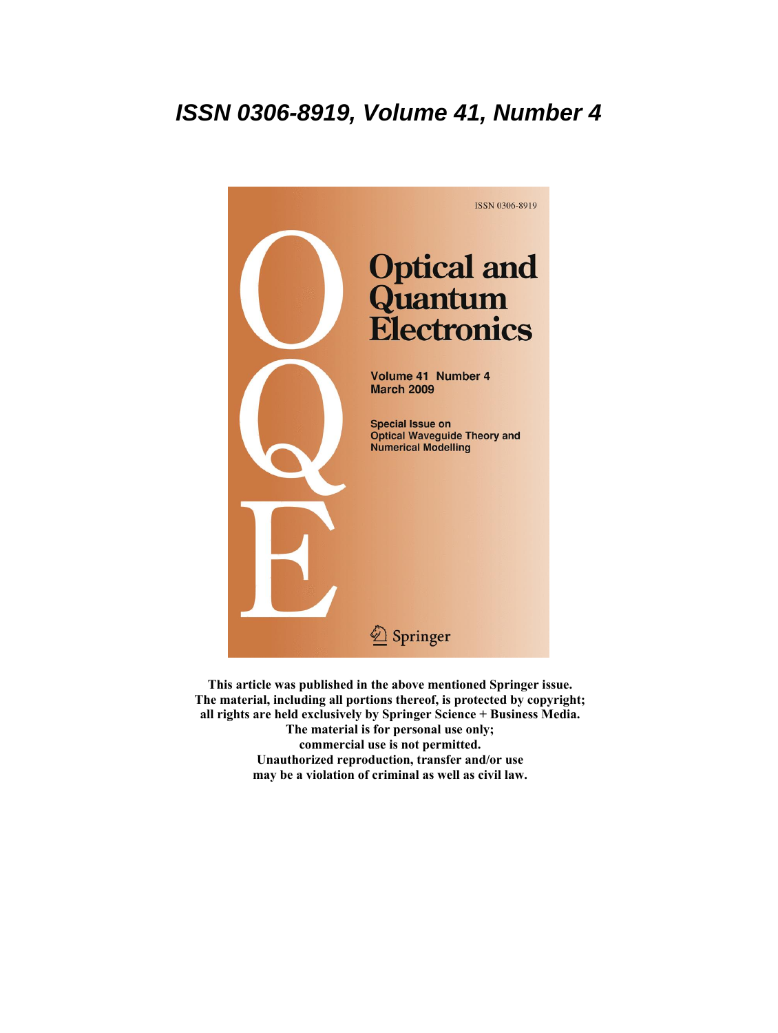# ISSN 0306-8919, Volume 41, Number 4

ISSN 0306-8919

# Optical and Quantum Electronics

Volume 41 Number 4
March 2009

Special Issue on
Optical Waveguide Theory and
Numerical Modelling

Springer

**This article was published in the above mentioned Springer issue.**
**The material, including all portions thereof, is protected by copyright;**
**all rights are held exclusively by Springer Science + Business Media.**
**The material is for personal use only;**
**commercial use is not permitted.**
**Unauthorized reproduction, transfer and/or use**
**may be a violation of criminal as well as civil law.**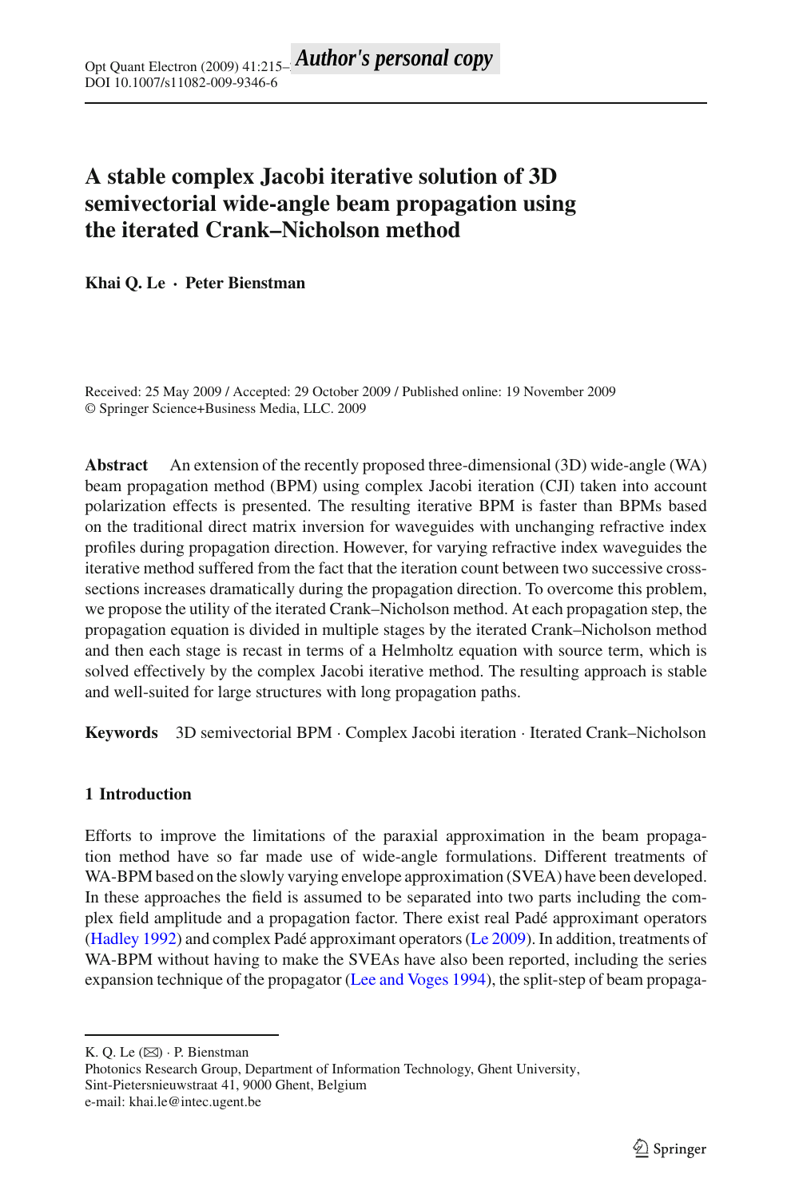# A stable complex Jacobi iterative solution of 3D semivectorial wide-angle beam propagation using the iterated Crank–Nicholson method

**Khai Q. Le · Peter Bienstman**

Received: 25 May 2009 / Accepted: 29 October 2009 / Published online: 19 November 2009
© Springer Science+Business Media, LLC. 2009

**Abstract** An extension of the recently proposed three-dimensional (3D) wide-angle (WA) beam propagation method (BPM) using complex Jacobi iteration (CJI) taken into account polarization effects is presented. The resulting iterative BPM is faster than BPMs based on the traditional direct matrix inversion for waveguides with unchanging refractive index profiles during propagation direction. However, for varying refractive index waveguides the iterative method suffered from the fact that the iteration count between two successive cross-sections increases dramatically during the propagation direction. To overcome this problem, we propose the utility of the iterated Crank–Nicholson method. At each propagation step, the propagation equation is divided in multiple stages by the iterated Crank–Nicholson method and then each stage is recast in terms of a Helmholtz equation with source term, which is solved effectively by the complex Jacobi iterative method. The resulting approach is stable and well-suited for large structures with long propagation paths.

**Keywords** 3D semivectorial BPM · Complex Jacobi iteration · Iterated Crank–Nicholson

## 1 Introduction

Efforts to improve the limitations of the paraxial approximation in the beam propagation method have so far made use of wide-angle formulations. Different treatments of WA-BPM based on the slowly varying envelope approximation (SVEA) have been developed. In these approaches the field is assumed to be separated into two parts including the complex field amplitude and a propagation factor. There exist real Padé approximant operators (Hadley 1992) and complex Padé approximant operators (Le 2009). In addition, treatments of WA-BPM without having to make the SVEAs have also been reported, including the series expansion technique of the propagator (Lee and Voges 1994), the split-step of beam propaga-

K. Q. Le (✉) · P. Bienstman
Photonics Research Group, Department of Information Technology, Ghent University,
Sint-Pietersnieuwstraat 41, 9000 Ghent, Belgium
e-mail: khai.le@intec.ugent.be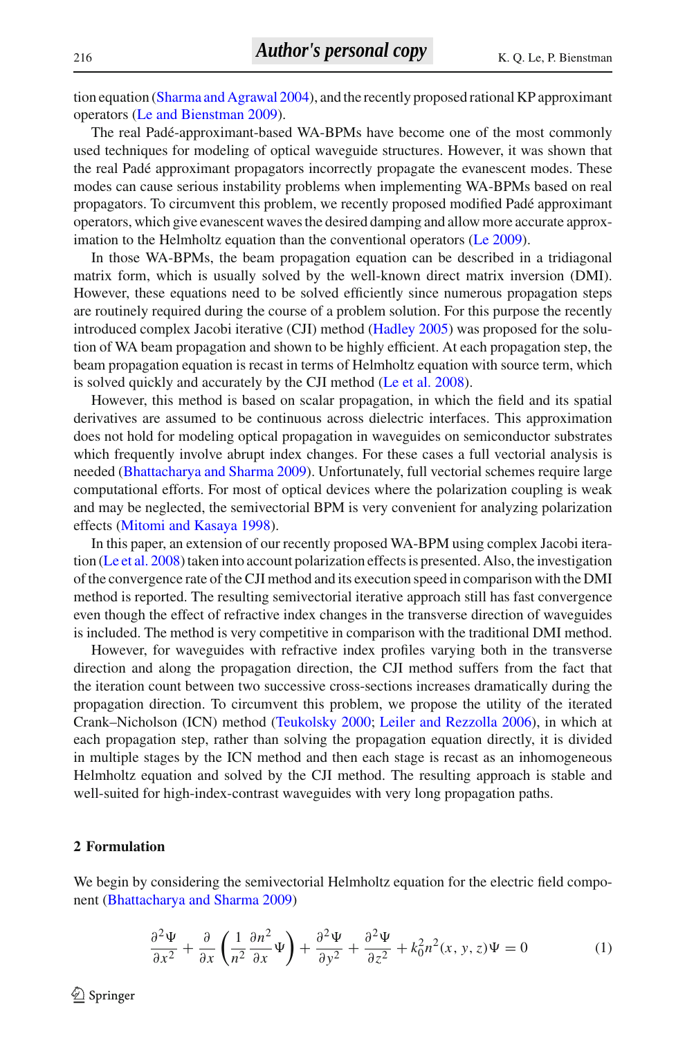tion equation (Sharma and Agrawal 2004), and the recently proposed rational KP approximant operators (Le and Bienstman 2009).

The real Padé-approximant-based WA-BPMs have become one of the most commonly used techniques for modeling of optical waveguide structures. However, it was shown that the real Padé approximant propagators incorrectly propagate the evanescent modes. These modes can cause serious instability problems when implementing WA-BPMs based on real propagators. To circumvent this problem, we recently proposed modified Padé approximant operators, which give evanescent waves the desired damping and allow more accurate approximation to the Helmholtz equation than the conventional operators (Le 2009).

In those WA-BPMs, the beam propagation equation can be described in a tridiagonal matrix form, which is usually solved by the well-known direct matrix inversion (DMI). However, these equations need to be solved efficiently since numerous propagation steps are routinely required during the course of a problem solution. For this purpose the recently introduced complex Jacobi iterative (CJI) method (Hadley 2005) was proposed for the solution of WA beam propagation and shown to be highly efficient. At each propagation step, the beam propagation equation is recast in terms of Helmholtz equation with source term, which is solved quickly and accurately by the CJI method (Le et al. 2008).

However, this method is based on scalar propagation, in which the field and its spatial derivatives are assumed to be continuous across dielectric interfaces. This approximation does not hold for modeling optical propagation in waveguides on semiconductor substrates which frequently involve abrupt index changes. For these cases a full vectorial analysis is needed (Bhattacharya and Sharma 2009). Unfortunately, full vectorial schemes require large computational efforts. For most of optical devices where the polarization coupling is weak and may be neglected, the semivectorial BPM is very convenient for analyzing polarization effects (Mitomi and Kasaya 1998).

In this paper, an extension of our recently proposed WA-BPM using complex Jacobi iteration (Le et al. 2008) taken into account polarization effects is presented. Also, the investigation of the convergence rate of the CJI method and its execution speed in comparison with the DMI method is reported. The resulting semivectorial iterative approach still has fast convergence even though the effect of refractive index changes in the transverse direction of waveguides is included. The method is very competitive in comparison with the traditional DMI method.

However, for waveguides with refractive index profiles varying both in the transverse direction and along the propagation direction, the CJI method suffers from the fact that the iteration count between two successive cross-sections increases dramatically during the propagation direction. To circumvent this problem, we propose the utility of the iterated Crank–Nicholson (ICN) method (Teukolsky 2000; Leiler and Rezzolla 2006), in which at each propagation step, rather than solving the propagation equation directly, it is divided in multiple stages by the ICN method and then each stage is recast as an inhomogeneous Helmholtz equation and solved by the CJI method. The resulting approach is stable and well-suited for high-index-contrast waveguides with very long propagation paths.

## 2 Formulation

We begin by considering the semivectorial Helmholtz equation for the electric field component (Bhattacharya and Sharma 2009)

$$\frac{\partial^2 \Psi}{\partial x^2} + \frac{\partial}{\partial x}\left(\frac{1}{n^2}\frac{\partial n^2}{\partial x}\Psi\right) + \frac{\partial^2 \Psi}{\partial y^2} + \frac{\partial^2 \Psi}{\partial z^2} + k_0^2 n^2(x, y, z)\Psi = 0 \tag{1}$$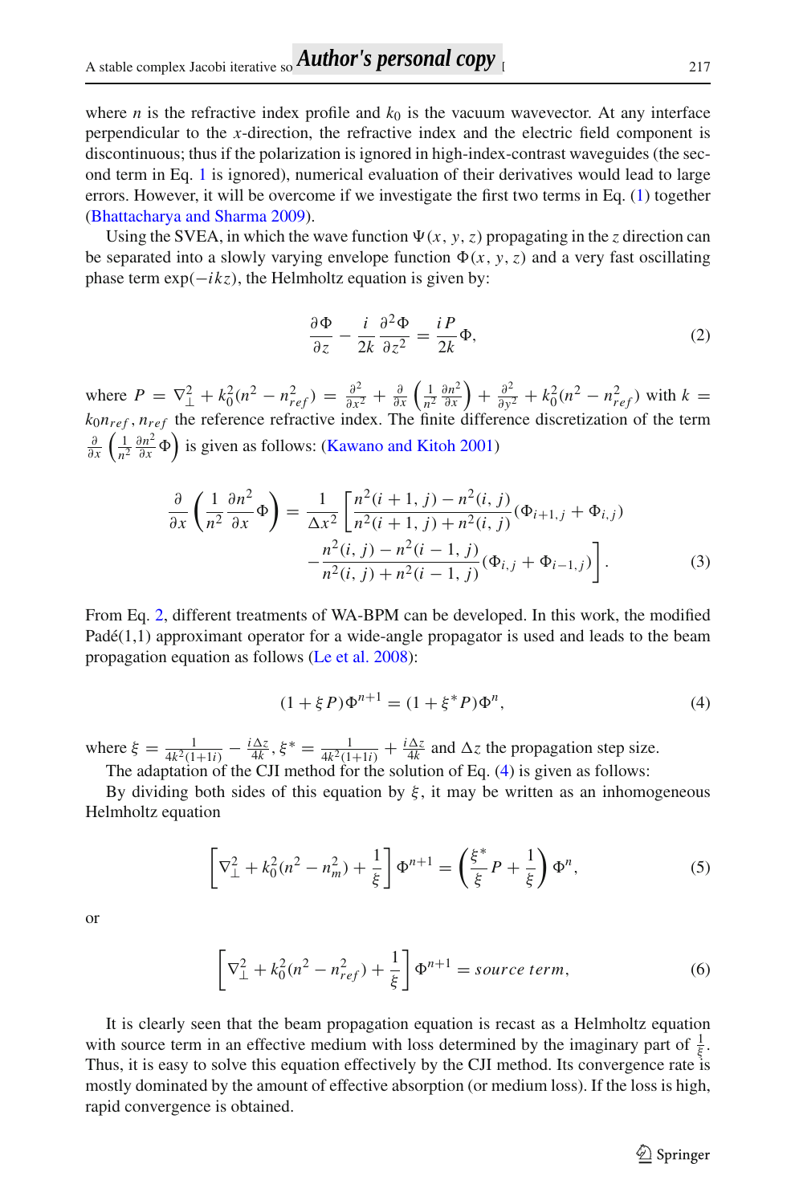where $n$ is the refractive index profile and $k_0$ is the vacuum wavevector. At any interface perpendicular to the $x$-direction, the refractive index and the electric field component is discontinuous; thus if the polarization is ignored in high-index-contrast waveguides (the second term in Eq. 1 is ignored), numerical evaluation of their derivatives would lead to large errors. However, it will be overcome if we investigate the first two terms in Eq. (1) together (Bhattacharya and Sharma 2009).

Using the SVEA, in which the wave function $\Psi(x, y, z)$ propagating in the $z$ direction can be separated into a slowly varying envelope function $\Phi(x, y, z)$ and a very fast oscillating phase term $\exp(-ikz)$, the Helmholtz equation is given by:

$$\frac{\partial \Phi}{\partial z} - \frac{i}{2k}\frac{\partial^2 \Phi}{\partial z^2} = \frac{iP}{2k}\Phi, \tag{2}$$

where $P = \nabla_\perp^2 + k_0^2(n^2 - n_{ref}^2) = \frac{\partial^2}{\partial x^2} + \frac{\partial}{\partial x}\left(\frac{1}{n^2}\frac{\partial n^2}{\partial x}\right) + \frac{\partial^2}{\partial y^2} + k_0^2(n^2 - n_{ref}^2)$ with $k = k_0 n_{ref}$, $n_{ref}$ the reference refractive index. The finite difference discretization of the term $\frac{\partial}{\partial x}\left(\frac{1}{n^2}\frac{\partial n^2}{\partial x}\Phi\right)$ is given as follows: (Kawano and Kitoh 2001)

$$\begin{aligned}\frac{\partial}{\partial x}\left(\frac{1}{n^2}\frac{\partial n^2}{\partial x}\Phi\right) = \frac{1}{\Delta x^2}\Bigg[&\frac{n^2(i+1,j) - n^2(i,j)}{n^2(i+1,j) + n^2(i,j)}(\Phi_{i+1,j} + \Phi_{i,j}) \\ &-\frac{n^2(i,j) - n^2(i-1,j)}{n^2(i,j) + n^2(i-1,j)}(\Phi_{i,j} + \Phi_{i-1,j})\Bigg].\end{aligned} \tag{3}$$

From Eq. 2, different treatments of WA-BPM can be developed. In this work, the modified Padé(1,1) approximant operator for a wide-angle propagator is used and leads to the beam propagation equation as follows (Le et al. 2008):

$$(1 + \xi P)\Phi^{n+1} = (1 + \xi^* P)\Phi^n, \tag{4}$$

where $\xi = \frac{1}{4k^2(1+1i)} - \frac{i\Delta z}{4k}$, $\xi^* = \frac{1}{4k^2(1+1i)} + \frac{i\Delta z}{4k}$ and $\Delta z$ the propagation step size.

The adaptation of the CJI method for the solution of Eq. (4) is given as follows:

By dividing both sides of this equation by $\xi$, it may be written as an inhomogeneous Helmholtz equation

$$\left[\nabla_\perp^2 + k_0^2(n^2 - n_m^2) + \frac{1}{\xi}\right]\Phi^{n+1} = \left(\frac{\xi^*}{\xi}P + \frac{1}{\xi}\right)\Phi^n, \tag{5}$$

or

$$\left[\nabla_\perp^2 + k_0^2(n^2 - n_{ref}^2) + \frac{1}{\xi}\right]\Phi^{n+1} = source\ term, \tag{6}$$

It is clearly seen that the beam propagation equation is recast as a Helmholtz equation with source term in an effective medium with loss determined by the imaginary part of $\frac{1}{\xi}$. Thus, it is easy to solve this equation effectively by the CJI method. Its convergence rate is mostly dominated by the amount of effective absorption (or medium loss). If the loss is high, rapid convergence is obtained.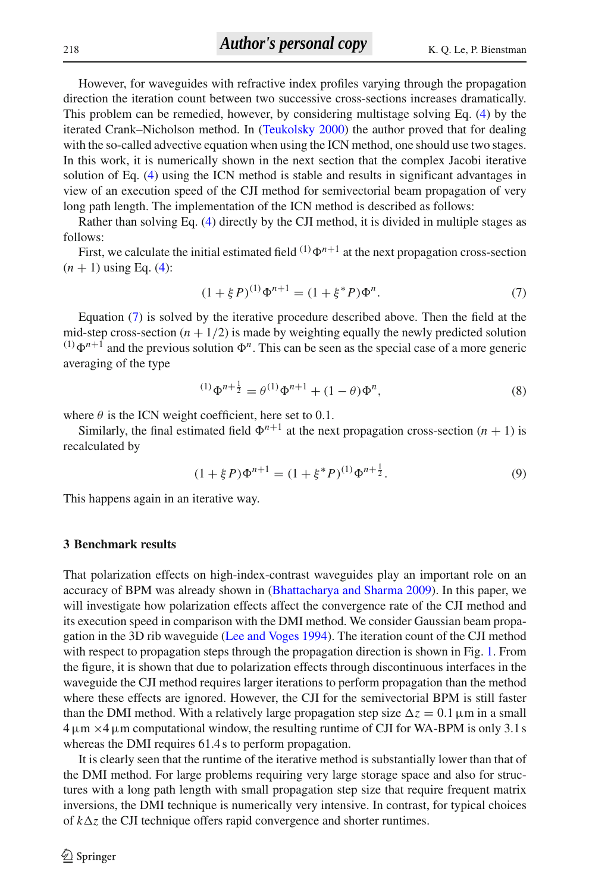However, for waveguides with refractive index profiles varying through the propagation direction the iteration count between two successive cross-sections increases dramatically. This problem can be remedied, however, by considering multistage solving Eq. (4) by the iterated Crank–Nicholson method. In (Teukolsky 2000) the author proved that for dealing with the so-called advective equation when using the ICN method, one should use two stages. In this work, it is numerically shown in the next section that the complex Jacobi iterative solution of Eq. (4) using the ICN method is stable and results in significant advantages in view of an execution speed of the CJI method for semivectorial beam propagation of very long path length. The implementation of the ICN method is described as follows:

Rather than solving Eq. (4) directly by the CJI method, it is divided in multiple stages as follows:

First, we calculate the initial estimated field ${}^{(1)}\Phi^{n+1}$ at the next propagation cross-section $(n+1)$ using Eq. (4):

$$(1 + \xi P)^{(1)}\Phi^{n+1} = (1 + \xi^{*} P)\Phi^{n}. \tag{7}$$

Equation (7) is solved by the iterative procedure described above. Then the field at the mid-step cross-section $(n + 1/2)$ is made by weighting equally the newly predicted solution ${}^{(1)}\Phi^{n+1}$ and the previous solution $\Phi^{n}$. This can be seen as the special case of a more generic averaging of the type

$$^{(1)}\Phi^{n+\frac{1}{2}} = \theta^{(1)}\Phi^{n+1} + (1-\theta)\Phi^{n}, \tag{8}$$

where $\theta$ is the ICN weight coefficient, here set to 0.1.

Similarly, the final estimated field $\Phi^{n+1}$ at the next propagation cross-section $(n + 1)$ is recalculated by

$$(1 + \xi P)\Phi^{n+1} = (1 + \xi^{*} P)^{(1)}\Phi^{n+\frac{1}{2}}. \tag{9}$$

This happens again in an iterative way.

## 3 Benchmark results

That polarization effects on high-index-contrast waveguides play an important role on an accuracy of BPM was already shown in (Bhattacharya and Sharma 2009). In this paper, we will investigate how polarization effects affect the convergence rate of the CJI method and its execution speed in comparison with the DMI method. We consider Gaussian beam propagation in the 3D rib waveguide (Lee and Voges 1994). The iteration count of the CJI method with respect to propagation steps through the propagation direction is shown in Fig. 1. From the figure, it is shown that due to polarization effects through discontinuous interfaces in the waveguide the CJI method requires larger iterations to perform propagation than the method where these effects are ignored. However, the CJI for the semivectorial BPM is still faster than the DMI method. With a relatively large propagation step size $\Delta z = 0.1\,\mu$m in a small $4\,\mu\text{m} \times 4\,\mu\text{m}$ computational window, the resulting runtime of CJI for WA-BPM is only 3.1 s whereas the DMI requires 61.4 s to perform propagation.

It is clearly seen that the runtime of the iterative method is substantially lower than that of the DMI method. For large problems requiring very large storage space and also for structures with a long path length with small propagation step size that require frequent matrix inversions, the DMI technique is numerically very intensive. In contrast, for typical choices of $k\Delta z$ the CJI technique offers rapid convergence and shorter runtimes.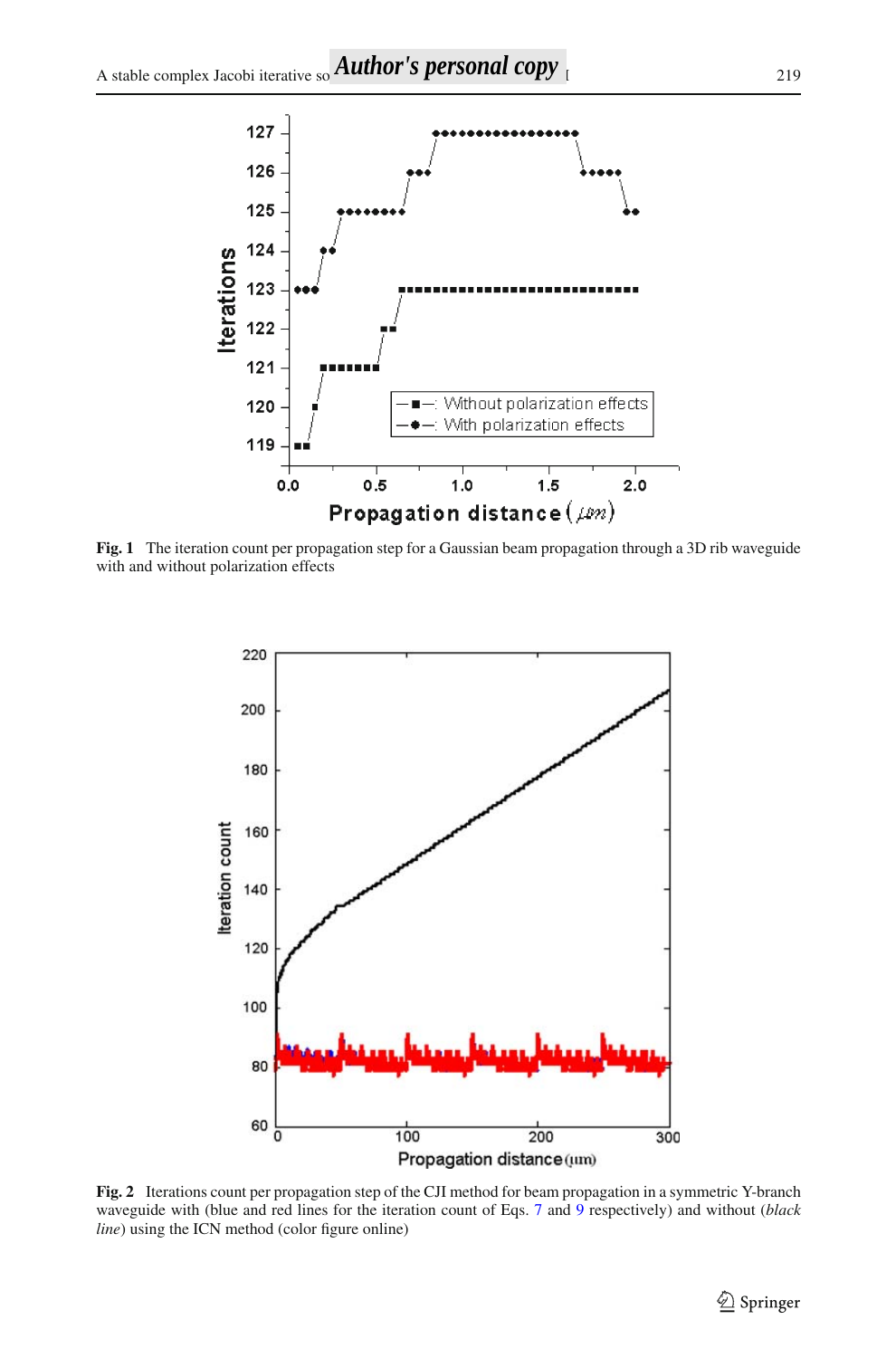**Fig. 1** The iteration count per propagation step for a Gaussian beam propagation through a 3D rib waveguide with and without polarization effects

**Fig. 2** Iterations count per propagation step of the CJI method for beam propagation in a symmetric Y-branch waveguide with (blue and red lines for the iteration count of Eqs. 7 and 9 respectively) and without (*black line*) using the ICN method (color figure online)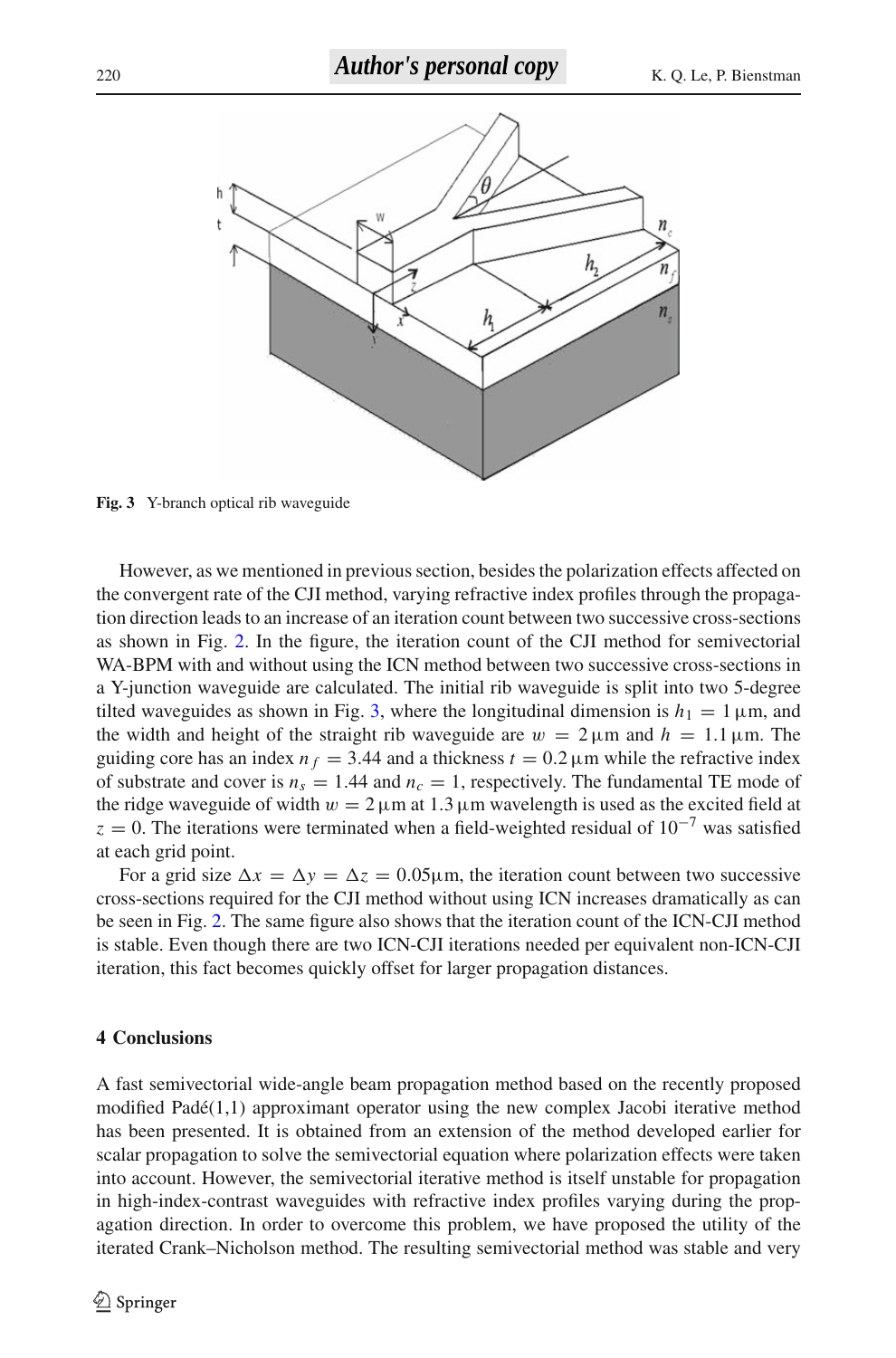**Fig. 3** Y-branch optical rib waveguide

However, as we mentioned in previous section, besides the polarization effects affected on the convergent rate of the CJI method, varying refractive index profiles through the propagation direction leads to an increase of an iteration count between two successive cross-sections as shown in Fig. 2. In the figure, the iteration count of the CJI method for semivectorial WA-BPM with and without using the ICN method between two successive cross-sections in a Y-junction waveguide are calculated. The initial rib waveguide is split into two 5-degree tilted waveguides as shown in Fig. 3, where the longitudinal dimension is $h_1 = 1\,\mu$m, and the width and height of the straight rib waveguide are $w = 2\,\mu$m and $h = 1.1\,\mu$m. The guiding core has an index $n_f = 3.44$ and a thickness $t = 0.2\,\mu$m while the refractive index of substrate and cover is $n_s = 1.44$ and $n_c = 1$, respectively. The fundamental TE mode of the ridge waveguide of width $w = 2\,\mu$m at $1.3\,\mu$m wavelength is used as the excited field at $z = 0$. The iterations were terminated when a field-weighted residual of $10^{-7}$ was satisfied at each grid point.

For a grid size $\Delta x = \Delta y = \Delta z = 0.05\mu$m, the iteration count between two successive cross-sections required for the CJI method without using ICN increases dramatically as can be seen in Fig. 2. The same figure also shows that the iteration count of the ICN-CJI method is stable. Even though there are two ICN-CJI iterations needed per equivalent non-ICN-CJI iteration, this fact becomes quickly offset for larger propagation distances.

## 4 Conclusions

A fast semivectorial wide-angle beam propagation method based on the recently proposed modified Padé(1,1) approximant operator using the new complex Jacobi iterative method has been presented. It is obtained from an extension of the method developed earlier for scalar propagation to solve the semivectorial equation where polarization effects were taken into account. However, the semivectorial iterative method is itself unstable for propagation in high-index-contrast waveguides with refractive index profiles varying during the propagation direction. In order to overcome this problem, we have proposed the utility of the iterated Crank–Nicholson method. The resulting semivectorial method was stable and very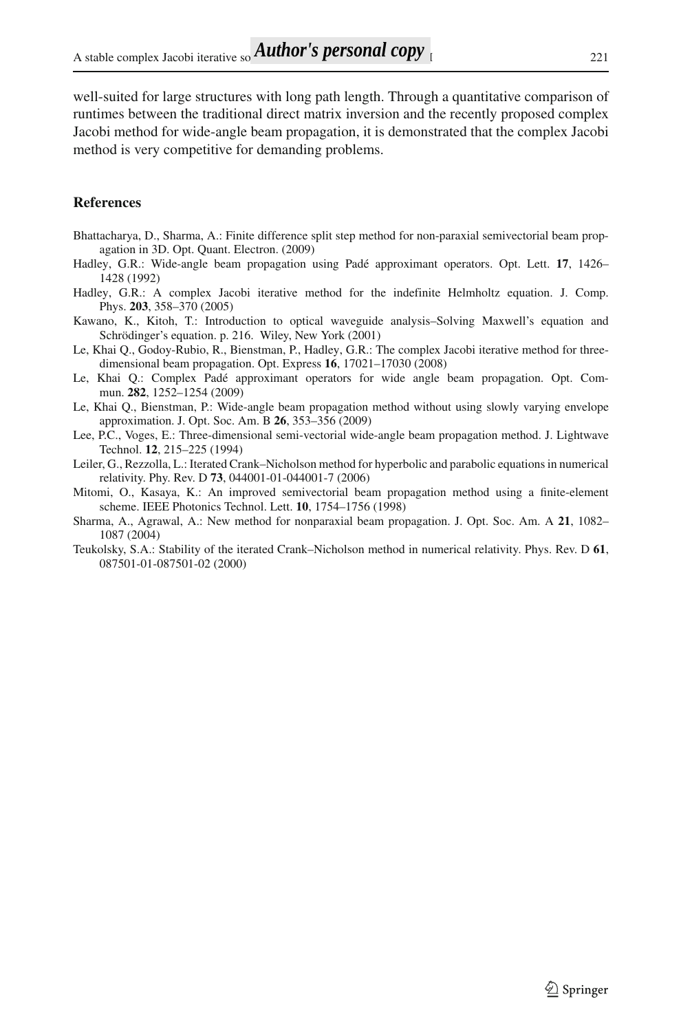well-suited for large structures with long path length. Through a quantitative comparison of runtimes between the traditional direct matrix inversion and the recently proposed complex Jacobi method for wide-angle beam propagation, it is demonstrated that the complex Jacobi method is very competitive for demanding problems.

## References

Bhattacharya, D., Sharma, A.: Finite difference split step method for non-paraxial semivectorial beam propagation in 3D. Opt. Quant. Electron. (2009)

Hadley, G.R.: Wide-angle beam propagation using Padé approximant operators. Opt. Lett. **17**, 1426–1428 (1992)

Hadley, G.R.: A complex Jacobi iterative method for the indefinite Helmholtz equation. J. Comp. Phys. **203**, 358–370 (2005)

Kawano, K., Kitoh, T.: Introduction to optical waveguide analysis–Solving Maxwell's equation and Schrödinger's equation. p. 216. Wiley, New York (2001)

Le, Khai Q., Godoy-Rubio, R., Bienstman, P., Hadley, G.R.: The complex Jacobi iterative method for three-dimensional beam propagation. Opt. Express **16**, 17021–17030 (2008)

Le, Khai Q.: Complex Padé approximant operators for wide angle beam propagation. Opt. Commun. **282**, 1252–1254 (2009)

Le, Khai Q., Bienstman, P.: Wide-angle beam propagation method without using slowly varying envelope approximation. J. Opt. Soc. Am. B **26**, 353–356 (2009)

Lee, P.C., Voges, E.: Three-dimensional semi-vectorial wide-angle beam propagation method. J. Lightwave Technol. **12**, 215–225 (1994)

Leiler, G., Rezzolla, L.: Iterated Crank–Nicholson method for hyperbolic and parabolic equations in numerical relativity. Phy. Rev. D **73**, 044001-01-044001-7 (2006)

Mitomi, O., Kasaya, K.: An improved semivectorial beam propagation method using a finite-element scheme. IEEE Photonics Technol. Lett. **10**, 1754–1756 (1998)

Sharma, A., Agrawal, A.: New method for nonparaxial beam propagation. J. Opt. Soc. Am. A **21**, 1082–1087 (2004)

Teukolsky, S.A.: Stability of the iterated Crank–Nicholson method in numerical relativity. Phys. Rev. D **61**, 087501-01-087501-02 (2000)